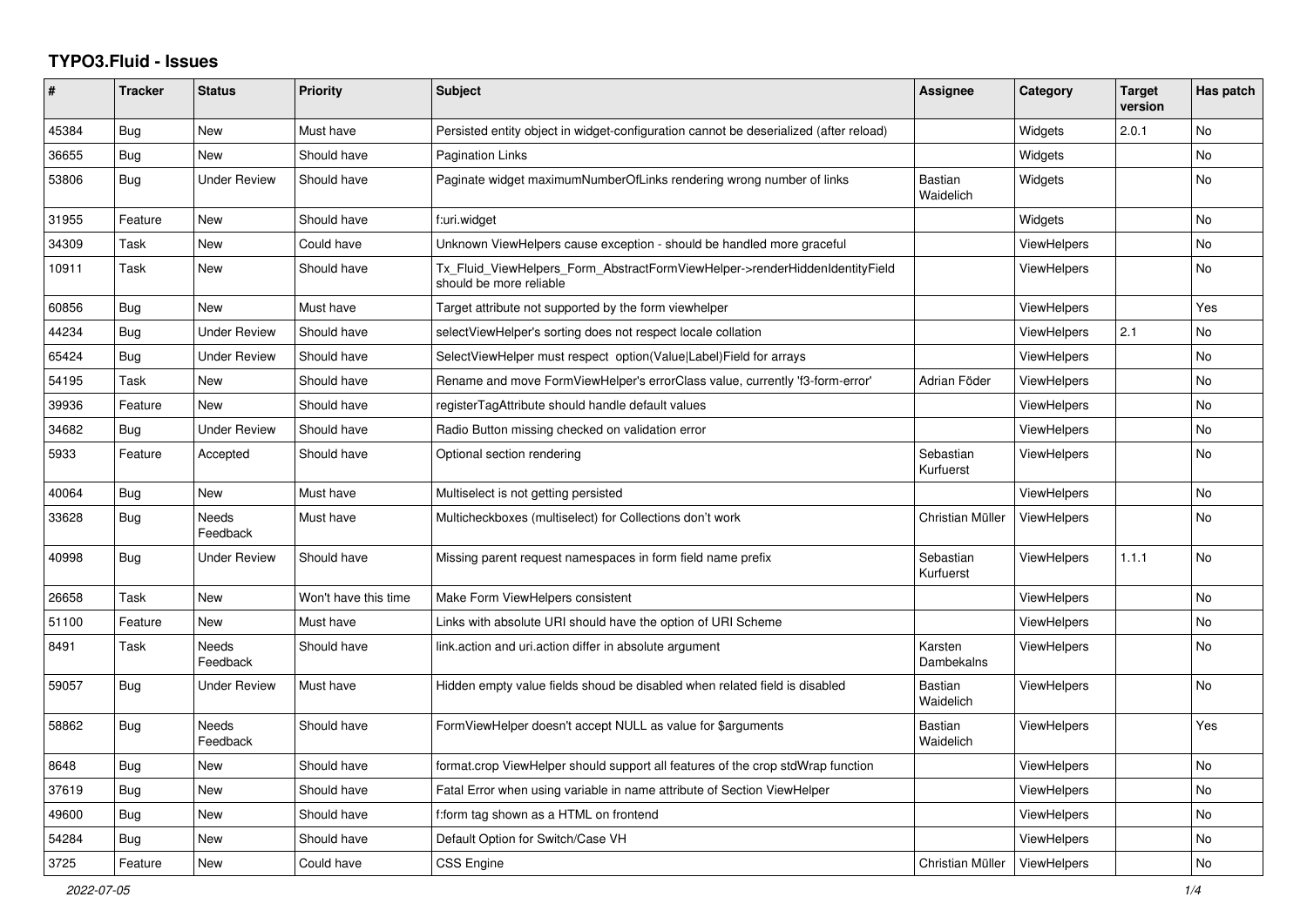# TYPO3.Fluid - Issues

| # | Tracker | Status | Priority | Subject | Assignee | Category | Target version | Has patch |
|---|---|---|---|---|---|---|---|---|
| 45384 | Bug | New | Must have | Persisted entity object in widget-configuration cannot be deserialized (after reload) | | Widgets | 2.0.1 | No |
| 36655 | Bug | New | Should have | Pagination Links | | Widgets | | No |
| 53806 | Bug | Under Review | Should have | Paginate widget maximumNumberOfLinks rendering wrong number of links | Bastian Waidelich | Widgets | | No |
| 31955 | Feature | New | Should have | f:uri.widget | | Widgets | | No |
| 34309 | Task | New | Could have | Unknown ViewHelpers cause exception - should be handled more graceful | | ViewHelpers | | No |
| 10911 | Task | New | Should have | Tx_Fluid_ViewHelpers_Form_AbstractFormViewHelper->renderHiddenIdentityField should be more reliable | | ViewHelpers | | No |
| 60856 | Bug | New | Must have | Target attribute not supported by the form viewhelper | | ViewHelpers | | Yes |
| 44234 | Bug | Under Review | Should have | selectViewHelper's sorting does not respect locale collation | | ViewHelpers | 2.1 | No |
| 65424 | Bug | Under Review | Should have | SelectViewHelper must respect option(Value\|Label)Field for arrays | | ViewHelpers | | No |
| 54195 | Task | New | Should have | Rename and move FormViewHelper's errorClass value, currently 'f3-form-error' | Adrian Föder | ViewHelpers | | No |
| 39936 | Feature | New | Should have | registerTagAttribute should handle default values | | ViewHelpers | | No |
| 34682 | Bug | Under Review | Should have | Radio Button missing checked on validation error | | ViewHelpers | | No |
| 5933 | Feature | Accepted | Should have | Optional section rendering | Sebastian Kurfuerst | ViewHelpers | | No |
| 40064 | Bug | New | Must have | Multiselect is not getting persisted | | ViewHelpers | | No |
| 33628 | Bug | Needs Feedback | Must have | Multicheckboxes (multiselect) for Collections don't work | Christian Müller | ViewHelpers | | No |
| 40998 | Bug | Under Review | Should have | Missing parent request namespaces in form field name prefix | Sebastian Kurfuerst | ViewHelpers | 1.1.1 | No |
| 26658 | Task | New | Won't have this time | Make Form ViewHelpers consistent | | ViewHelpers | | No |
| 51100 | Feature | New | Must have | Links with absolute URI should have the option of URI Scheme | | ViewHelpers | | No |
| 8491 | Task | Needs Feedback | Should have | link.action and uri.action differ in absolute argument | Karsten Dambekalns | ViewHelpers | | No |
| 59057 | Bug | Under Review | Must have | Hidden empty value fields shoud be disabled when related field is disabled | Bastian Waidelich | ViewHelpers | | No |
| 58862 | Bug | Needs Feedback | Should have | FormViewHelper doesn't accept NULL as value for $arguments | Bastian Waidelich | ViewHelpers | | Yes |
| 8648 | Bug | New | Should have | format.crop ViewHelper should support all features of the crop stdWrap function | | ViewHelpers | | No |
| 37619 | Bug | New | Should have | Fatal Error when using variable in name attribute of Section ViewHelper | | ViewHelpers | | No |
| 49600 | Bug | New | Should have | f:form tag shown as a HTML on frontend | | ViewHelpers | | No |
| 54284 | Bug | New | Should have | Default Option for Switch/Case VH | | ViewHelpers | | No |
| 3725 | Feature | New | Could have | CSS Engine | Christian Müller | ViewHelpers | | No |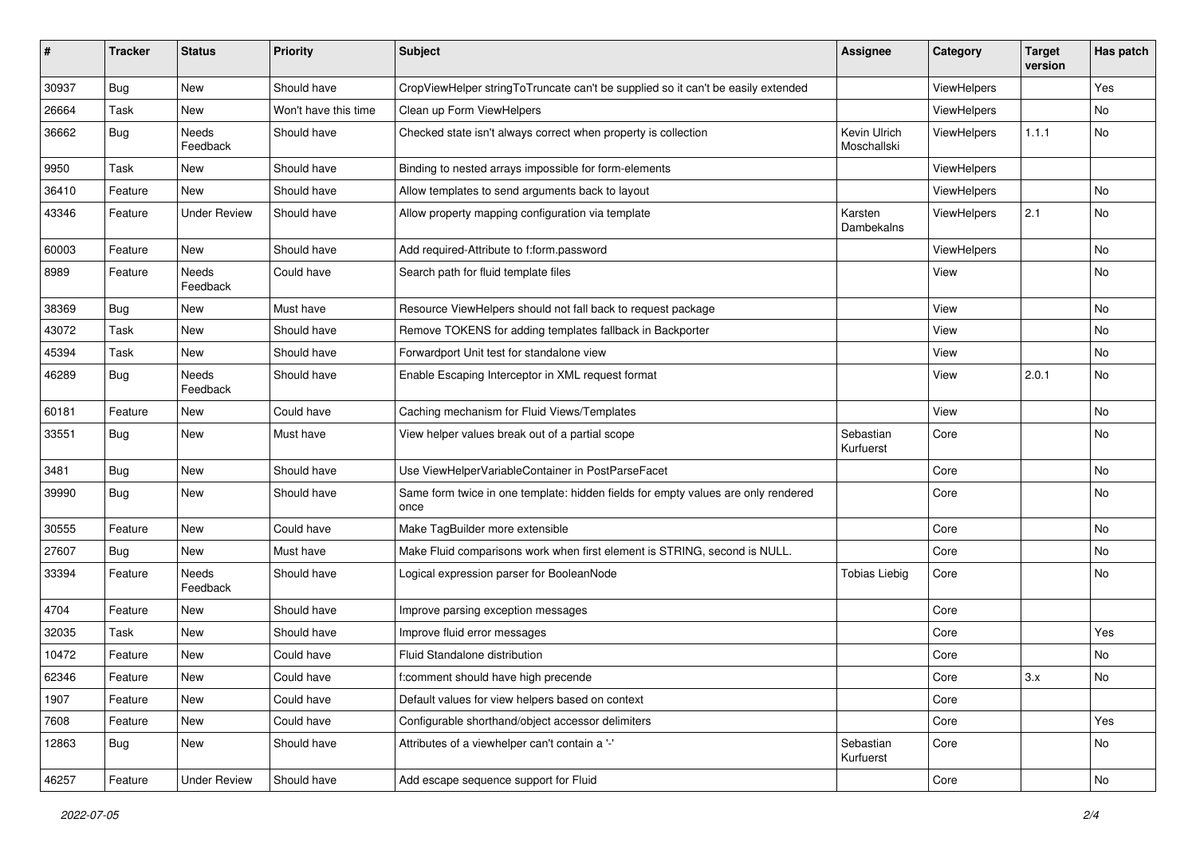| # | Tracker | Status | Priority | Subject | Assignee | Category | Target version | Has patch |
|---|---|---|---|---|---|---|---|---|
| 30937 | Bug | New | Should have | CropViewHelper stringToTruncate can't be supplied so it can't be easily extended | | ViewHelpers | | Yes |
| 26664 | Task | New | Won't have this time | Clean up Form ViewHelpers | | ViewHelpers | | No |
| 36662 | Bug | Needs Feedback | Should have | Checked state isn't always correct when property is collection | Kevin Ulrich Moschallski | ViewHelpers | 1.1.1 | No |
| 9950 | Task | New | Should have | Binding to nested arrays impossible for form-elements | | ViewHelpers | | |
| 36410 | Feature | New | Should have | Allow templates to send arguments back to layout | | ViewHelpers | | No |
| 43346 | Feature | Under Review | Should have | Allow property mapping configuration via template | Karsten Dambekalns | ViewHelpers | 2.1 | No |
| 60003 | Feature | New | Should have | Add required-Attribute to f:form.password | | ViewHelpers | | No |
| 8989 | Feature | Needs Feedback | Could have | Search path for fluid template files | | View | | No |
| 38369 | Bug | New | Must have | Resource ViewHelpers should not fall back to request package | | View | | No |
| 43072 | Task | New | Should have | Remove TOKENS for adding templates fallback in Backporter | | View | | No |
| 45394 | Task | New | Should have | Forwardport Unit test for standalone view | | View | | No |
| 46289 | Bug | Needs Feedback | Should have | Enable Escaping Interceptor in XML request format | | View | 2.0.1 | No |
| 60181 | Feature | New | Could have | Caching mechanism for Fluid Views/Templates | | View | | No |
| 33551 | Bug | New | Must have | View helper values break out of a partial scope | Sebastian Kurfuerst | Core | | No |
| 3481 | Bug | New | Should have | Use ViewHelperVariableContainer in PostParseFacet | | Core | | No |
| 39990 | Bug | New | Should have | Same form twice in one template: hidden fields for empty values are only rendered once | | Core | | No |
| 30555 | Feature | New | Could have | Make TagBuilder more extensible | | Core | | No |
| 27607 | Bug | New | Must have | Make Fluid comparisons work when first element is STRING, second is NULL. | | Core | | No |
| 33394 | Feature | Needs Feedback | Should have | Logical expression parser for BooleanNode | Tobias Liebig | Core | | No |
| 4704 | Feature | New | Should have | Improve parsing exception messages | | Core | | |
| 32035 | Task | New | Should have | Improve fluid error messages | | Core | | Yes |
| 10472 | Feature | New | Could have | Fluid Standalone distribution | | Core | | No |
| 62346 | Feature | New | Could have | f:comment should have high precende | | Core | 3.x | No |
| 1907 | Feature | New | Could have | Default values for view helpers based on context | | Core | | |
| 7608 | Feature | New | Could have | Configurable shorthand/object accessor delimiters | | Core | | Yes |
| 12863 | Bug | New | Should have | Attributes of a viewhelper can't contain a '-' | Sebastian Kurfuerst | Core | | No |
| 46257 | Feature | Under Review | Should have | Add escape sequence support for Fluid | | Core | | No |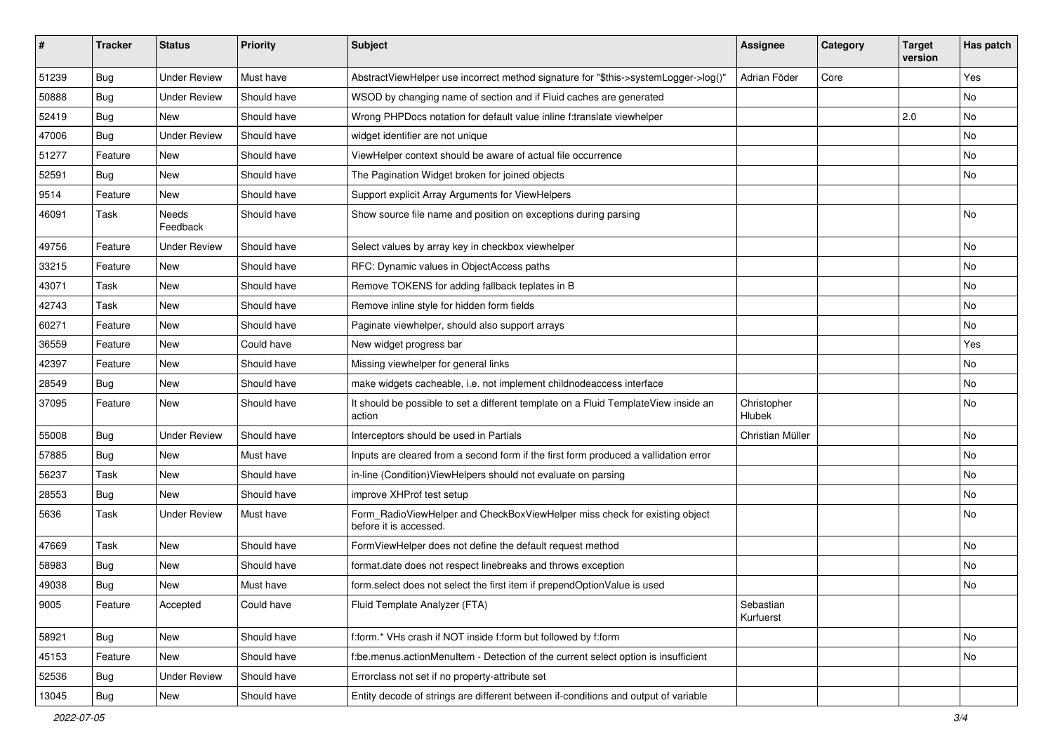| # | Tracker | Status | Priority | Subject | Assignee | Category | Target version | Has patch |
|---|---|---|---|---|---|---|---|---|
| 51239 | Bug | Under Review | Must have | AbstractViewHelper use incorrect method signature for "$this->systemLogger->log()" | Adrian Föder | Core | | Yes |
| 50888 | Bug | Under Review | Should have | WSOD by changing name of section and if Fluid caches are generated | | | | No |
| 52419 | Bug | New | Should have | Wrong PHPDocs notation for default value inline f:translate viewhelper | | | 2.0 | No |
| 47006 | Bug | Under Review | Should have | widget identifier are not unique | | | | No |
| 51277 | Feature | New | Should have | ViewHelper context should be aware of actual file occurrence | | | | No |
| 52591 | Bug | New | Should have | The Pagination Widget broken for joined objects | | | | No |
| 9514 | Feature | New | Should have | Support explicit Array Arguments for ViewHelpers | | | | |
| 46091 | Task | Needs Feedback | Should have | Show source file name and position on exceptions during parsing | | | | No |
| 49756 | Feature | Under Review | Should have | Select values by array key in checkbox viewhelper | | | | No |
| 33215 | Feature | New | Should have | RFC: Dynamic values in ObjectAccess paths | | | | No |
| 43071 | Task | New | Should have | Remove TOKENS for adding fallback teplates in B | | | | No |
| 42743 | Task | New | Should have | Remove inline style for hidden form fields | | | | No |
| 60271 | Feature | New | Should have | Paginate viewhelper, should also support arrays | | | | No |
| 36559 | Feature | New | Could have | New widget progress bar | | | | Yes |
| 42397 | Feature | New | Should have | Missing viewhelper for general links | | | | No |
| 28549 | Bug | New | Should have | make widgets cacheable, i.e. not implement childnodeaccess interface | | | | No |
| 37095 | Feature | New | Should have | It should be possible to set a different template on a Fluid TemplateView inside an action | Christopher Hlubek | | | No |
| 55008 | Bug | Under Review | Should have | Interceptors should be used in Partials | Christian Müller | | | No |
| 57885 | Bug | New | Must have | Inputs are cleared from a second form if the first form produced a vallidation error | | | | No |
| 56237 | Task | New | Should have | in-line (Condition)ViewHelpers should not evaluate on parsing | | | | No |
| 28553 | Bug | New | Should have | improve XHProf test setup | | | | No |
| 5636 | Task | Under Review | Must have | Form_RadioViewHelper and CheckBoxViewHelper miss check for existing object before it is accessed. | | | | No |
| 47669 | Task | New | Should have | FormViewHelper does not define the default request method | | | | No |
| 58983 | Bug | New | Should have | format.date does not respect linebreaks and throws exception | | | | No |
| 49038 | Bug | New | Must have | form.select does not select the first item if prependOptionValue is used | | | | No |
| 9005 | Feature | Accepted | Could have | Fluid Template Analyzer (FTA) | Sebastian Kurfuerst | | | |
| 58921 | Bug | New | Should have | f:form.* VHs crash if NOT inside f:form but followed by f:form | | | | No |
| 45153 | Feature | New | Should have | f:be.menus.actionMenuItem - Detection of the current select option is insufficient | | | | No |
| 52536 | Bug | Under Review | Should have | Errorclass not set if no property-attribute set | | | | |
| 13045 | Bug | New | Should have | Entity decode of strings are different between if-conditions and output of variable | | | | |

2022-07-05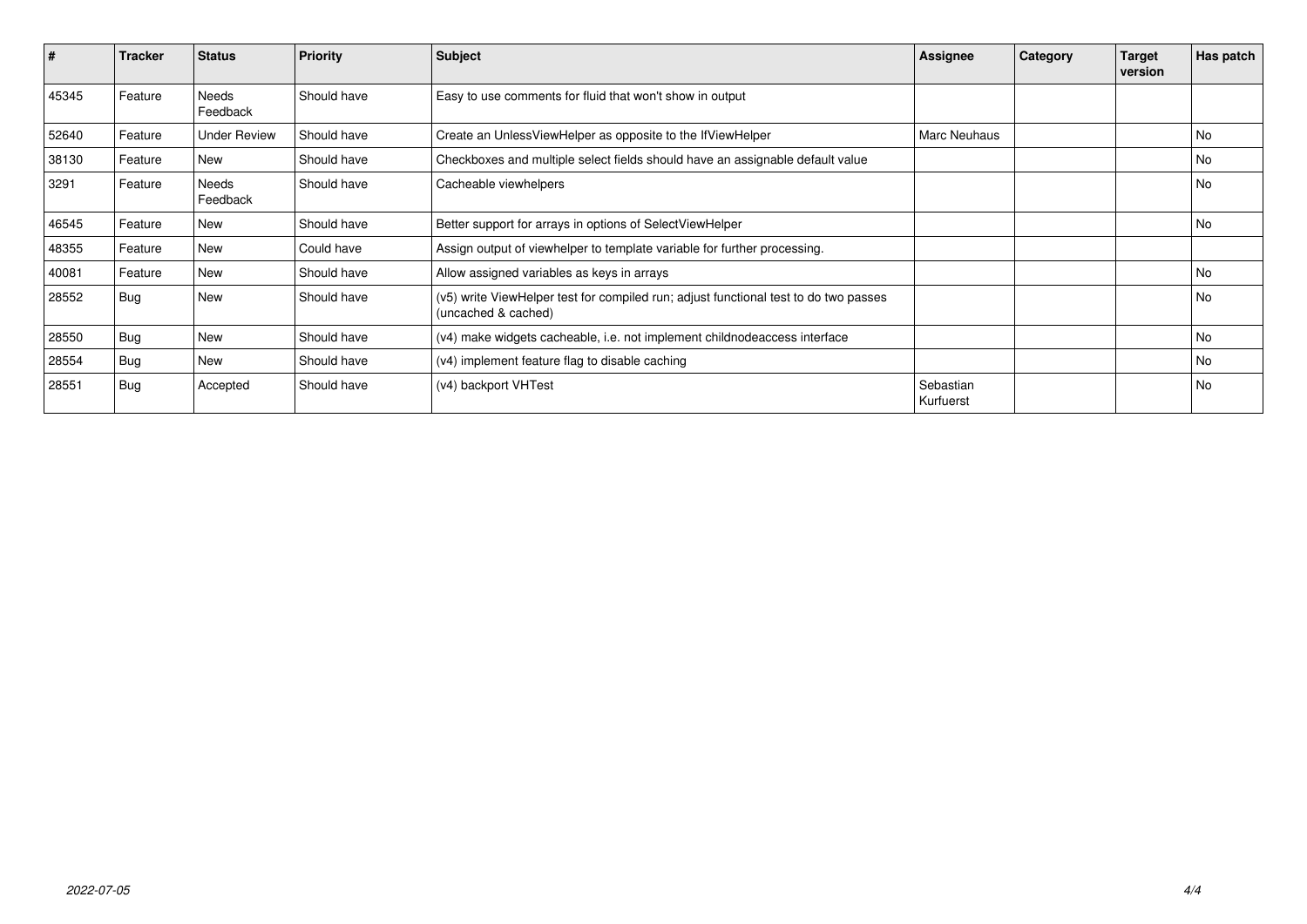| # | Tracker | Status | Priority | Subject | Assignee | Category | Target version | Has patch |
|---|---|---|---|---|---|---|---|---|
| 45345 | Feature | Needs Feedback | Should have | Easy to use comments for fluid that won't show in output | | | | |
| 52640 | Feature | Under Review | Should have | Create an UnlessViewHelper as opposite to the IfViewHelper | Marc Neuhaus | | | No |
| 38130 | Feature | New | Should have | Checkboxes and multiple select fields should have an assignable default value | | | | No |
| 3291 | Feature | Needs Feedback | Should have | Cacheable viewhelpers | | | | No |
| 46545 | Feature | New | Should have | Better support for arrays in options of SelectViewHelper | | | | No |
| 48355 | Feature | New | Could have | Assign output of viewhelper to template variable for further processing. | | | | |
| 40081 | Feature | New | Should have | Allow assigned variables as keys in arrays | | | | No |
| 28552 | Bug | New | Should have | (v5) write ViewHelper test for compiled run; adjust functional test to do two passes (uncached & cached) | | | | No |
| 28550 | Bug | New | Should have | (v4) make widgets cacheable, i.e. not implement childnodeaccess interface | | | | No |
| 28554 | Bug | New | Should have | (v4) implement feature flag to disable caching | | | | No |
| 28551 | Bug | Accepted | Should have | (v4) backport VHTest | Sebastian Kurfuerst | | | No |

*2022-07-05*